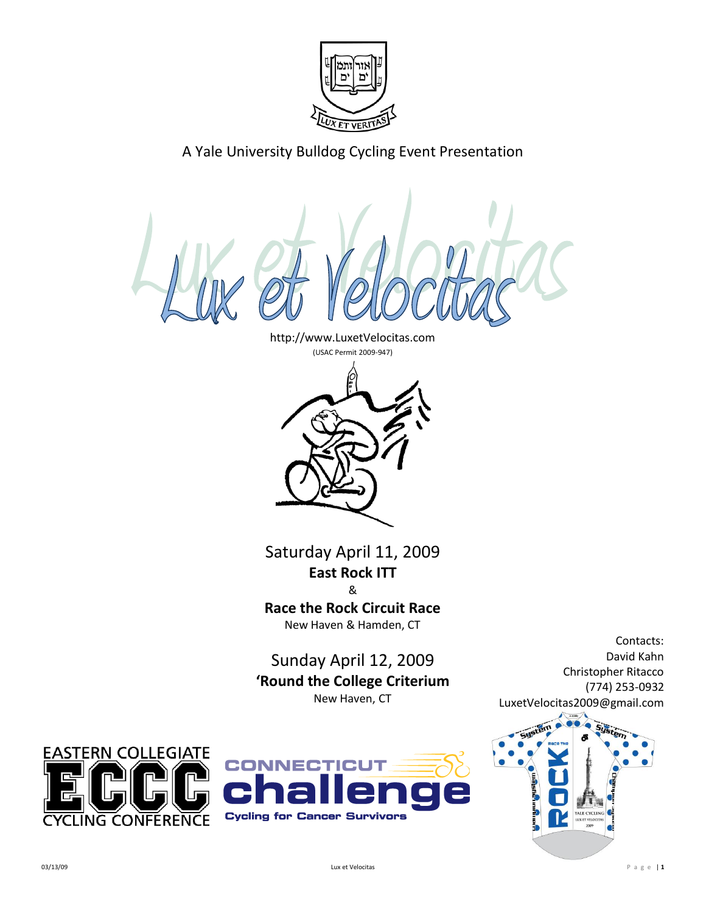A Yale University Bulldog Cycling Event Presentation

# Lux et Velocitas

http://www.LuxetVelocitas.com

(USAC Permit 2009-947)

Saturday April 11, 2009

**East Rock ITT**

&

**Race the Rock Circuit Race**

New Haven & Hamden, CT

Sunday April 12, 2009

**'Round the College Criterium**

New Haven, CT

Contacts:
David Kahn
Christopher Ritacco
(774) 253-0932
LuxetVelocitas2009@gmail.com

EASTERN COLLEGIATE ECCC CYCLING CONFERENCE

CONNECTICUT challenge Cycling for Cancer Survivors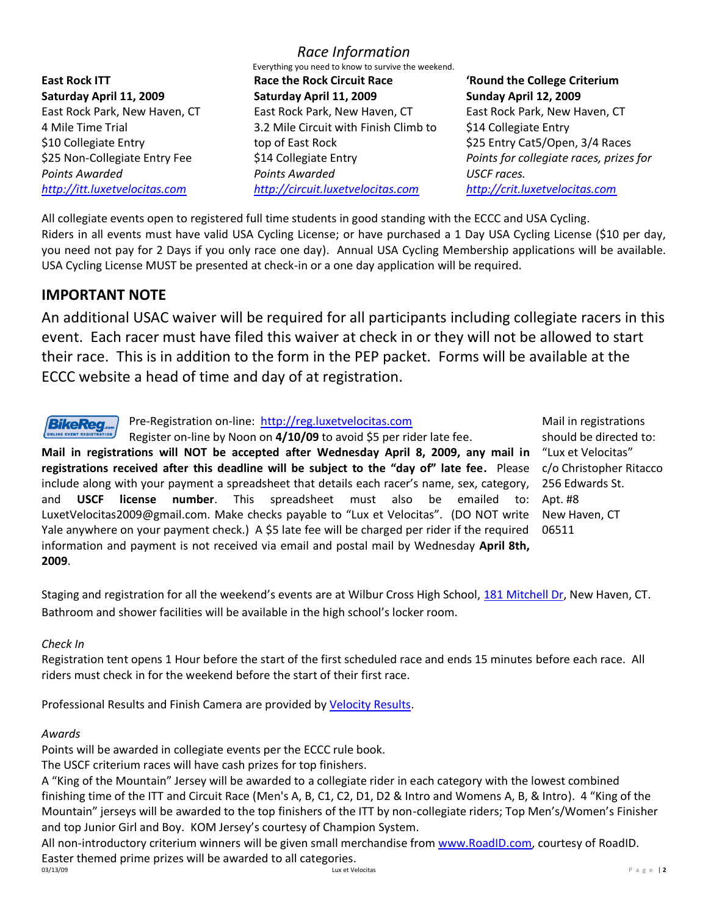# *Race Information*

Everything you need to know to survive the weekend.

**East Rock ITT**
**Saturday April 11, 2009**
East Rock Park, New Haven, CT
4 Mile Time Trial
$10 Collegiate Entry
$25 Non-Collegiate Entry Fee
*Points Awarded*
*http://itt.luxetvelocitas.com*

**Race the Rock Circuit Race**
**Saturday April 11, 2009**
East Rock Park, New Haven, CT
3.2 Mile Circuit with Finish Climb to top of East Rock
$14 Collegiate Entry
*Points Awarded*
*http://circuit.luxetvelocitas.com*

**'Round the College Criterium**
**Sunday April 12, 2009**
East Rock Park, New Haven, CT
$14 Collegiate Entry
$25 Entry Cat5/Open, 3/4 Races
*Points for collegiate races, prizes for USCF races.*
*http://crit.luxetvelocitas.com*

All collegiate events open to registered full time students in good standing with the ECCC and USA Cycling. Riders in all events must have valid USA Cycling License; or have purchased a 1 Day USA Cycling License ($10 per day, you need not pay for 2 Days if you only race one day). Annual USA Cycling Membership applications will be available. USA Cycling License MUST be presented at check-in or a one day application will be required.

## IMPORTANT NOTE

An additional USAC waiver will be required for all participants including collegiate racers in this event. Each racer must have filed this waiver at check in or they will not be allowed to start their race. This is in addition to the form in the PEP packet. Forms will be available at the ECCC website a head of time and day of at registration.

Pre-Registration on-line: http://reg.luxetvelocitas.com
Register on-line by Noon on **4/10/09** to avoid $5 per rider late fee.

**Mail in registrations will NOT be accepted after Wednesday April 8, 2009, any mail in registrations received after this deadline will be subject to the "day of" late fee.** Please include along with your payment a spreadsheet that details each racer's name, sex, category, and **USCF license number**. This spreadsheet must also be emailed to: LuxetVelocitas2009@gmail.com. Make checks payable to "Lux et Velocitas". (DO NOT write Yale anywhere on your payment check.) A $5 late fee will be charged per rider if the required information and payment is not received via email and postal mail by Wednesday **April 8th, 2009**.

Mail in registrations should be directed to:
"Lux et Velocitas"
c/o Christopher Ritacco
256 Edwards St.
Apt. #8
New Haven, CT
06511

Staging and registration for all the weekend's events are at Wilbur Cross High School, 181 Mitchell Dr, New Haven, CT. Bathroom and shower facilities will be available in the high school's locker room.

*Check In*

Registration tent opens 1 Hour before the start of the first scheduled race and ends 15 minutes before each race. All riders must check in for the weekend before the start of their first race.

Professional Results and Finish Camera are provided by Velocity Results.

*Awards*

Points will be awarded in collegiate events per the ECCC rule book.
The USCF criterium races will have cash prizes for top finishers.
A "King of the Mountain" Jersey will be awarded to a collegiate rider in each category with the lowest combined finishing time of the ITT and Circuit Race (Men's A, B, C1, C2, D1, D2 & Intro and Womens A, B, & Intro). 4 "King of the Mountain" jerseys will be awarded to the top finishers of the ITT by non-collegiate riders; Top Men's/Women's Finisher and top Junior Girl and Boy. KOM Jersey's courtesy of Champion System.
All non-introductory criterium winners will be given small merchandise from www.RoadID.com, courtesy of RoadID.
Easter themed prime prizes will be awarded to all categories.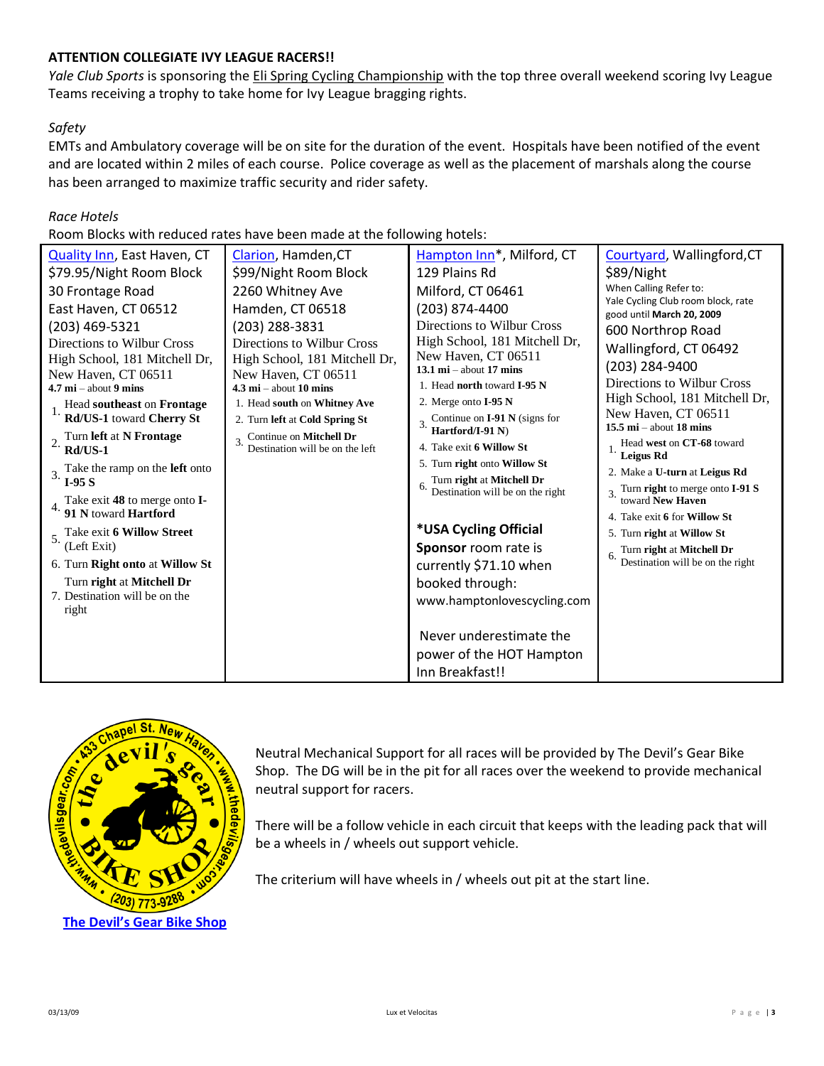**ATTENTION COLLEGIATE IVY LEAGUE RACERS!!**

*Yale Club Sports* is sponsoring the Eli Spring Cycling Championship with the top three overall weekend scoring Ivy League Teams receiving a trophy to take home for Ivy League bragging rights.

*Safety*

EMTs and Ambulatory coverage will be on site for the duration of the event. Hospitals have been notified of the event and are located within 2 miles of each course. Police coverage as well as the placement of marshals along the course has been arranged to maximize traffic security and rider safety.

*Race Hotels*

Room Blocks with reduced rates have been made at the following hotels:

| Quality Inn, East Haven, CT | Clarion, Hamden,CT | Hampton Inn*, Milford, CT | Courtyard, Wallingford,CT |
|---|---|---|---|
| $79.95/Night Room Block<br>30 Frontage Road<br>East Haven, CT 06512<br>(203) 469-5321<br>Directions to Wilbur Cross High School, 181 Mitchell Dr, New Haven, CT 06511<br>**4.7 mi** – about **9 mins**<br>1. Head **southeast** on **Frontage Rd/US-1** toward **Cherry St**<br>2. Turn **left** at **N Frontage Rd/US-1**<br>3. Take the ramp on the **left** onto **I-95 S**<br>4. Take exit **48** to merge onto **I-91 N** toward **Hartford**<br>5. Take exit **6 Willow Street** (Left Exit)<br>6. Turn **Right onto** at **Willow St**<br>Turn **right** at **Mitchell Dr**<br>7. Destination will be on the right | $99/Night Room Block<br>2260 Whitney Ave<br>Hamden, CT 06518<br>(203) 288-3831<br>Directions to Wilbur Cross High School, 181 Mitchell Dr, New Haven, CT 06511<br>**4.3 mi** – about **10 mins**<br>1. Head **south** on **Whitney Ave**<br>2. Turn **left** at **Cold Spring St**<br>3. Continue on **Mitchell Dr** Destination will be on the left | 129 Plains Rd<br>Milford, CT 06461<br>(203) 874-4400<br>Directions to Wilbur Cross High School, 181 Mitchell Dr, New Haven, CT 06511<br>**13.1 mi** – about **17 mins**<br>1. Head **north** toward **I-95 N**<br>2. Merge onto **I-95 N**<br>3. Continue on **I-91 N** (signs for **Hartford/I-91 N**)<br>4. Take exit **6 Willow St**<br>5. Turn **right** onto **Willow St**<br>6. Turn **right** at **Mitchell Dr** Destination will be on the right<br><br>***USA Cycling Official Sponsor** room rate is currently $71.10 when booked through: www.hamptonlovescycling.com<br><br>Never underestimate the power of the HOT Hampton Inn Breakfast!! | $89/Night<br>When Calling Refer to: Yale Cycling Club room block, rate good until **March 20, 2009**<br>600 Northrop Road<br>Wallingford, CT 06492<br>(203) 284-9400<br>Directions to Wilbur Cross High School, 181 Mitchell Dr, New Haven, CT 06511<br>**15.5 mi** – about **18 mins**<br>1. Head **west** on **CT-68** toward **Leigus Rd**<br>2. Make a **U-turn** at **Leigus Rd**<br>3. Turn **right** to merge onto **I-91 S** toward **New Haven**<br>4. Take exit **6** for **Willow St**<br>5. Turn **right** at **Willow St**<br>6. Turn **right** at **Mitchell Dr** Destination will be on the right |

**The Devil's Gear Bike Shop**

Neutral Mechanical Support for all races will be provided by The Devil's Gear Bike Shop. The DG will be in the pit for all races over the weekend to provide mechanical neutral support for racers.

There will be a follow vehicle in each circuit that keeps with the leading pack that will be a wheels in / wheels out support vehicle.

The criterium will have wheels in / wheels out pit at the start line.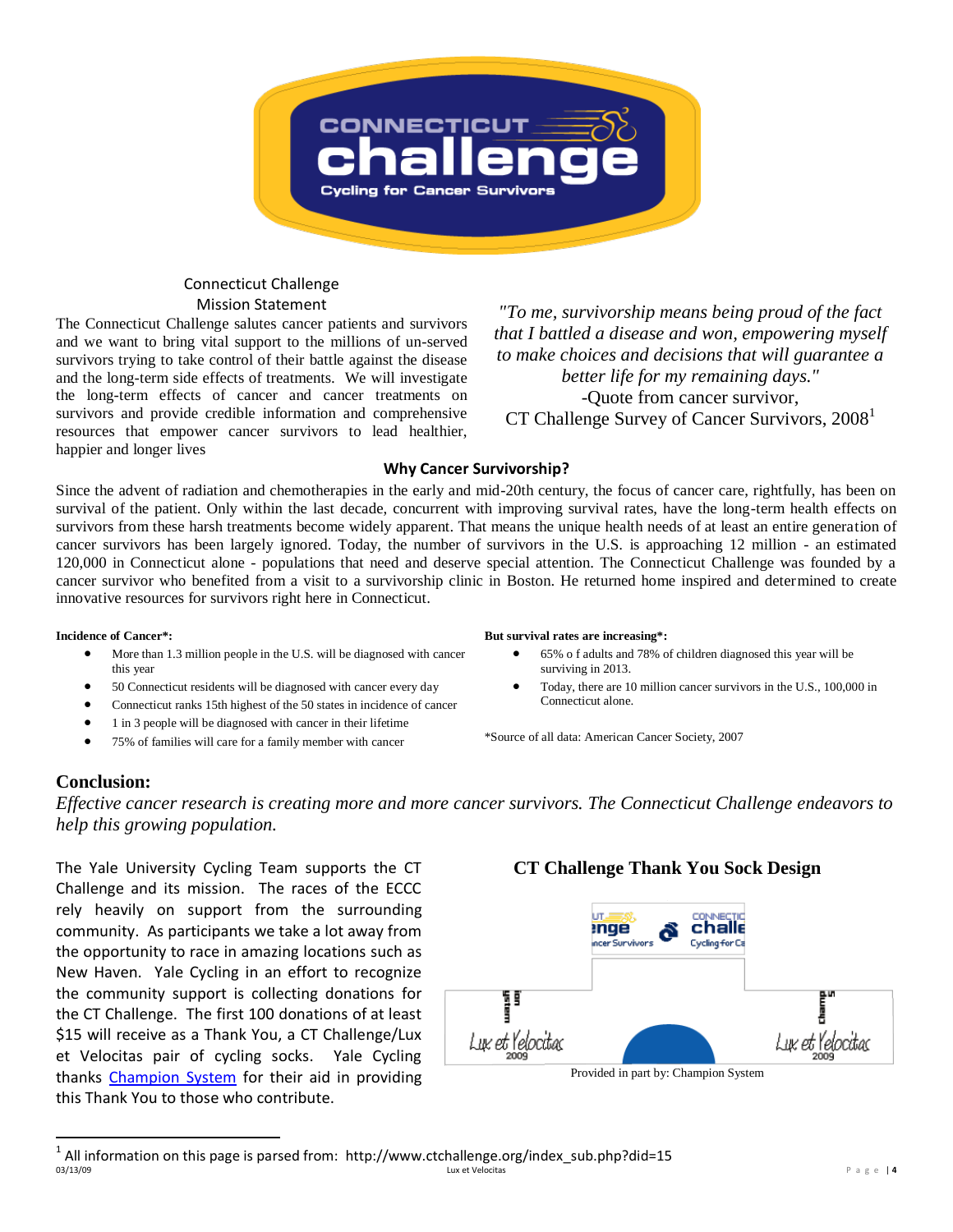Connecticut Challenge
Mission Statement

The Connecticut Challenge salutes cancer patients and survivors and we want to bring vital support to the millions of un-served survivors trying to take control of their battle against the disease and the long-term side effects of treatments. We will investigate the long-term effects of cancer and cancer treatments on survivors and provide credible information and comprehensive resources that empower cancer survivors to lead healthier, happier and longer lives

*"To me, survivorship means being proud of the fact that I battled a disease and won, empowering myself to make choices and decisions that will guarantee a better life for my remaining days."*
-Quote from cancer survivor,
CT Challenge Survey of Cancer Survivors, 2008[1]

## Why Cancer Survivorship?

Since the advent of radiation and chemotherapies in the early and mid-20th century, the focus of cancer care, rightfully, has been on survival of the patient. Only within the last decade, concurrent with improving survival rates, have the long-term health effects on survivors from these harsh treatments become widely apparent. That means the unique health needs of at least an entire generation of cancer survivors has been largely ignored. Today, the number of survivors in the U.S. is approaching 12 million - an estimated 120,000 in Connecticut alone - populations that need and deserve special attention. The Connecticut Challenge was founded by a cancer survivor who benefited from a visit to a survivorship clinic in Boston. He returned home inspired and determined to create innovative resources for survivors right here in Connecticut.

**Incidence of Cancer*:**

- More than 1.3 million people in the U.S. will be diagnosed with cancer this year
- 50 Connecticut residents will be diagnosed with cancer every day
- Connecticut ranks 15th highest of the 50 states in incidence of cancer
- 1 in 3 people will be diagnosed with cancer in their lifetime
- 75% of families will care for a family member with cancer

**But survival rates are increasing*:**

- 65% o f adults and 78% of children diagnosed this year will be surviving in 2013.
- Today, there are 10 million cancer survivors in the U.S., 100,000 in Connecticut alone.

*Source of all data: American Cancer Society, 2007

## Conclusion:

*Effective cancer research is creating more and more cancer survivors. The Connecticut Challenge endeavors to help this growing population.*

The Yale University Cycling Team supports the CT Challenge and its mission. The races of the ECCC rely heavily on support from the surrounding community. As participants we take a lot away from the opportunity to race in amazing locations such as New Haven. Yale Cycling in an effort to recognize the community support is collecting donations for the CT Challenge. The first 100 donations of at least $15 will receive as a Thank You, a CT Challenge/Lux et Velocitas pair of cycling socks. Yale Cycling thanks Champion System for their aid in providing this Thank You to those who contribute.

### CT Challenge Thank You Sock Design

Provided in part by: Champion System

[1] All information on this page is parsed from: http://www.ctchallenge.org/index_sub.php?did=15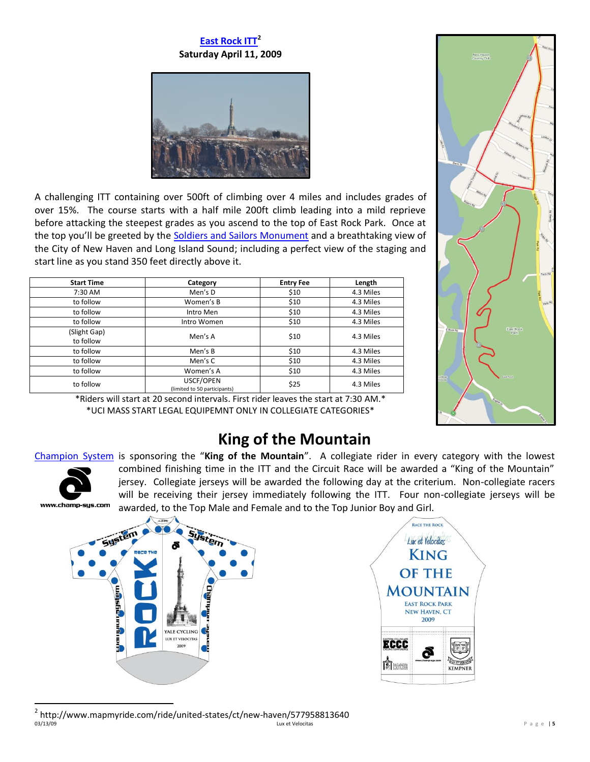## East Rock ITT[2]

**Saturday April 11, 2009**

A challenging ITT containing over 500ft of climbing over 4 miles and includes grades of over 15%. The course starts with a half mile 200ft climb leading into a mild reprieve before attacking the steepest grades as you ascend to the top of East Rock Park. Once at the top you'll be greeted by the Soldiers and Sailors Monument and a breathtaking view of the City of New Haven and Long Island Sound; including a perfect view of the staging and start line as you stand 350 feet directly above it.

| Start Time | Category | Entry Fee | Length |
|---|---|---|---|
| 7:30 AM | Men's D | $10 | 4.3 Miles |
| to follow | Women's B | $10 | 4.3 Miles |
| to follow | Intro Men | $10 | 4.3 Miles |
| to follow | Intro Women | $10 | 4.3 Miles |
| (Slight Gap) to follow | Men's A | $10 | 4.3 Miles |
| to follow | Men's B | $10 | 4.3 Miles |
| to follow | Men's C | $10 | 4.3 Miles |
| to follow | Women's A | $10 | 4.3 Miles |
| to follow | USCF/OPEN (limited to 50 participants) | $25 | 4.3 Miles |

*Riders will start at 20 second intervals. First rider leaves the start at 7:30 AM.*

*UCI MASS START LEGAL EQUIPEMNT ONLY IN COLLEGIATE CATEGORIES*

## King of the Mountain

Champion System is sponsoring the "**King of the Mountain**". A collegiate rider in every category with the lowest combined finishing time in the ITT and the Circuit Race will be awarded a "King of the Mountain" jersey. Collegiate jerseys will be awarded the following day at the criterium. Non-collegiate racers will be receiving their jersey immediately following the ITT. Four non-collegiate jerseys will be awarded, to the Top Male and Female and to the Top Junior Boy and Girl.

[2] http://www.mapmyride.com/ride/united-states/ct/new-haven/577958813640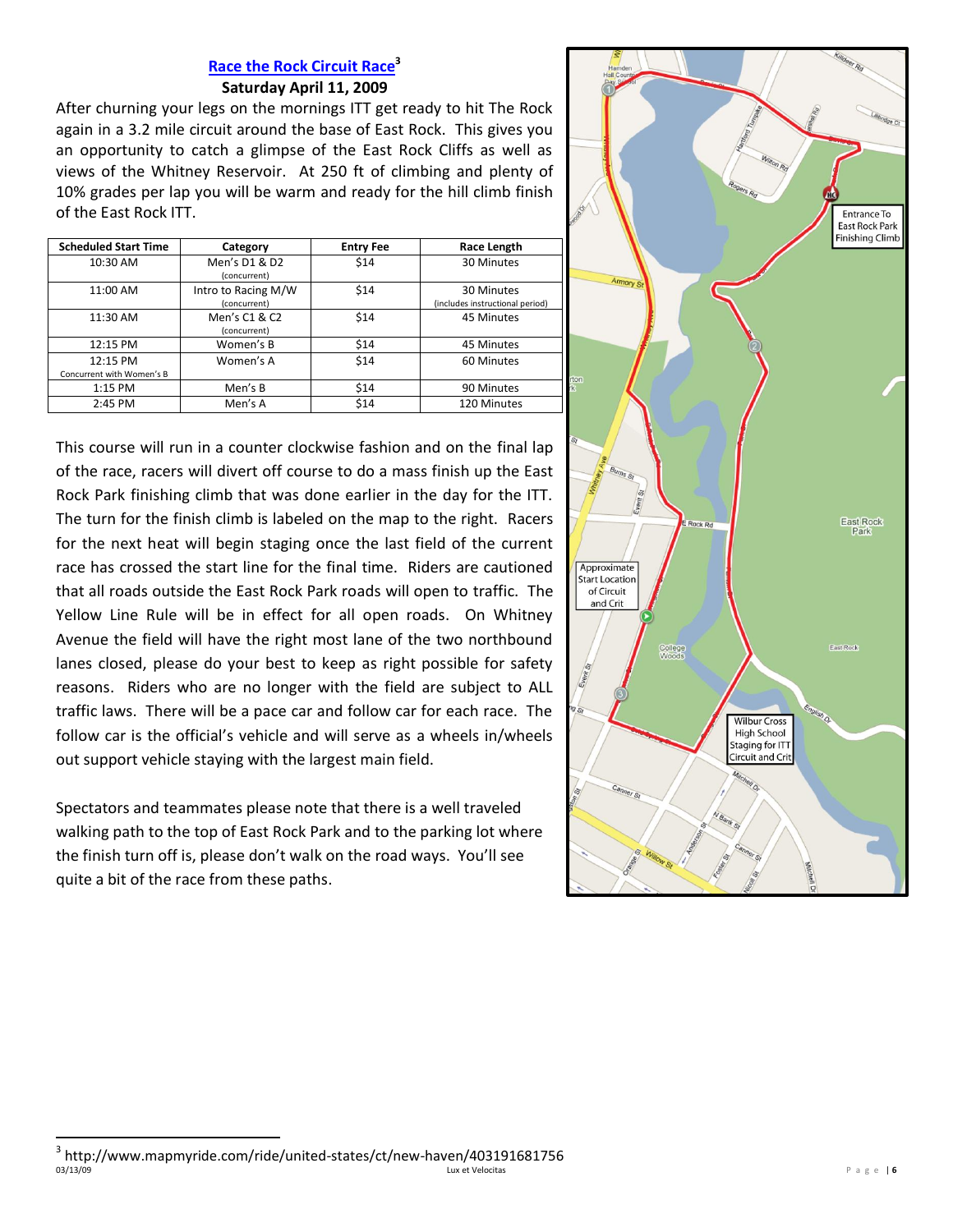## Race the Rock Circuit Race[3]

### Saturday April 11, 2009

After churning your legs on the mornings ITT get ready to hit The Rock again in a 3.2 mile circuit around the base of East Rock. This gives you an opportunity to catch a glimpse of the East Rock Cliffs as well as views of the Whitney Reservoir. At 250 ft of climbing and plenty of 10% grades per lap you will be warm and ready for the hill climb finish of the East Rock ITT.

| Scheduled Start Time | Category | Entry Fee | Race Length |
|---|---|---|---|
| 10:30 AM | Men's D1 & D2 (concurrent) | $14 | 30 Minutes |
| 11:00 AM | Intro to Racing M/W (concurrent) | $14 | 30 Minutes (includes instructional period) |
| 11:30 AM | Men's C1 & C2 (concurrent) | $14 | 45 Minutes |
| 12:15 PM | Women's B | $14 | 45 Minutes |
| 12:15 PM Concurrent with Women's B | Women's A | $14 | 60 Minutes |
| 1:15 PM | Men's B | $14 | 90 Minutes |
| 2:45 PM | Men's A | $14 | 120 Minutes |

This course will run in a counter clockwise fashion and on the final lap of the race, racers will divert off course to do a mass finish up the East Rock Park finishing climb that was done earlier in the day for the ITT. The turn for the finish climb is labeled on the map to the right. Racers for the next heat will begin staging once the last field of the current race has crossed the start line for the final time. Riders are cautioned that all roads outside the East Rock Park roads will open to traffic. The Yellow Line Rule will be in effect for all open roads. On Whitney Avenue the field will have the right most lane of the two northbound lanes closed, please do your best to keep as right possible for safety reasons. Riders who are no longer with the field are subject to ALL traffic laws. There will be a pace car and follow car for each race. The follow car is the official's vehicle and will serve as a wheels in/wheels out support vehicle staying with the largest main field.

Spectators and teammates please note that there is a well traveled walking path to the top of East Rock Park and to the parking lot where the finish turn off is, please don't walk on the road ways. You'll see quite a bit of the race from these paths.

Entrance To East Rock Park Finishing Climb

Approximate Start Location of Circuit and Crit

Wilbur Cross High School Staging for ITT Circuit and Crit

[3] http://www.mapmyride.com/ride/united-states/ct/new-haven/403191681756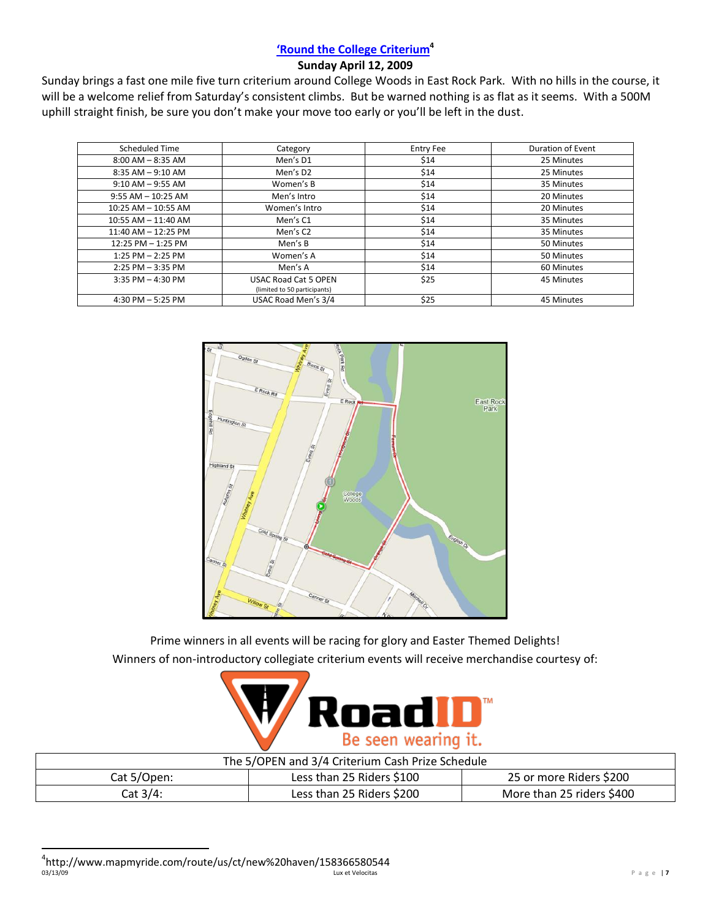## 'Round the College Criterium[4]

**Sunday April 12, 2009**

Sunday brings a fast one mile five turn criterium around College Woods in East Rock Park. With no hills in the course, it will be a welcome relief from Saturday's consistent climbs. But be warned nothing is as flat as it seems. With a 500M uphill straight finish, be sure you don't make your move too early or you'll be left in the dust.

| Scheduled Time | Category | Entry Fee | Duration of Event |
|---|---|---|---|
| 8:00 AM – 8:35 AM | Men's D1 | $14 | 25 Minutes |
| 8:35 AM – 9:10 AM | Men's D2 | $14 | 25 Minutes |
| 9:10 AM – 9:55 AM | Women's B | $14 | 35 Minutes |
| 9:55 AM – 10:25 AM | Men's Intro | $14 | 20 Minutes |
| 10:25 AM – 10:55 AM | Women's Intro | $14 | 20 Minutes |
| 10:55 AM – 11:40 AM | Men's C1 | $14 | 35 Minutes |
| 11:40 AM – 12:25 PM | Men's C2 | $14 | 35 Minutes |
| 12:25 PM – 1:25 PM | Men's B | $14 | 50 Minutes |
| 1:25 PM – 2:25 PM | Women's A | $14 | 50 Minutes |
| 2:25 PM – 3:35 PM | Men's A | $14 | 60 Minutes |
| 3:35 PM – 4:30 PM | USAC Road Cat 5 OPEN (limited to 50 participants) | $25 | 45 Minutes |
| 4:30 PM – 5:25 PM | USAC Road Men's 3/4 | $25 | 45 Minutes |

Prime winners in all events will be racing for glory and Easter Themed Delights!

Winners of non-introductory collegiate criterium events will receive merchandise courtesy of:

RoadID™ Be seen wearing it.

| The 5/OPEN and 3/4 Criterium Cash Prize Schedule | | |
|---|---|---|
| Cat 5/Open: | Less than 25 Riders $100 | 25 or more Riders $200 |
| Cat 3/4: | Less than 25 Riders $200 | More than 25 riders $400 |

[4] http://www.mapmyride.com/route/us/ct/new%20haven/158366580544